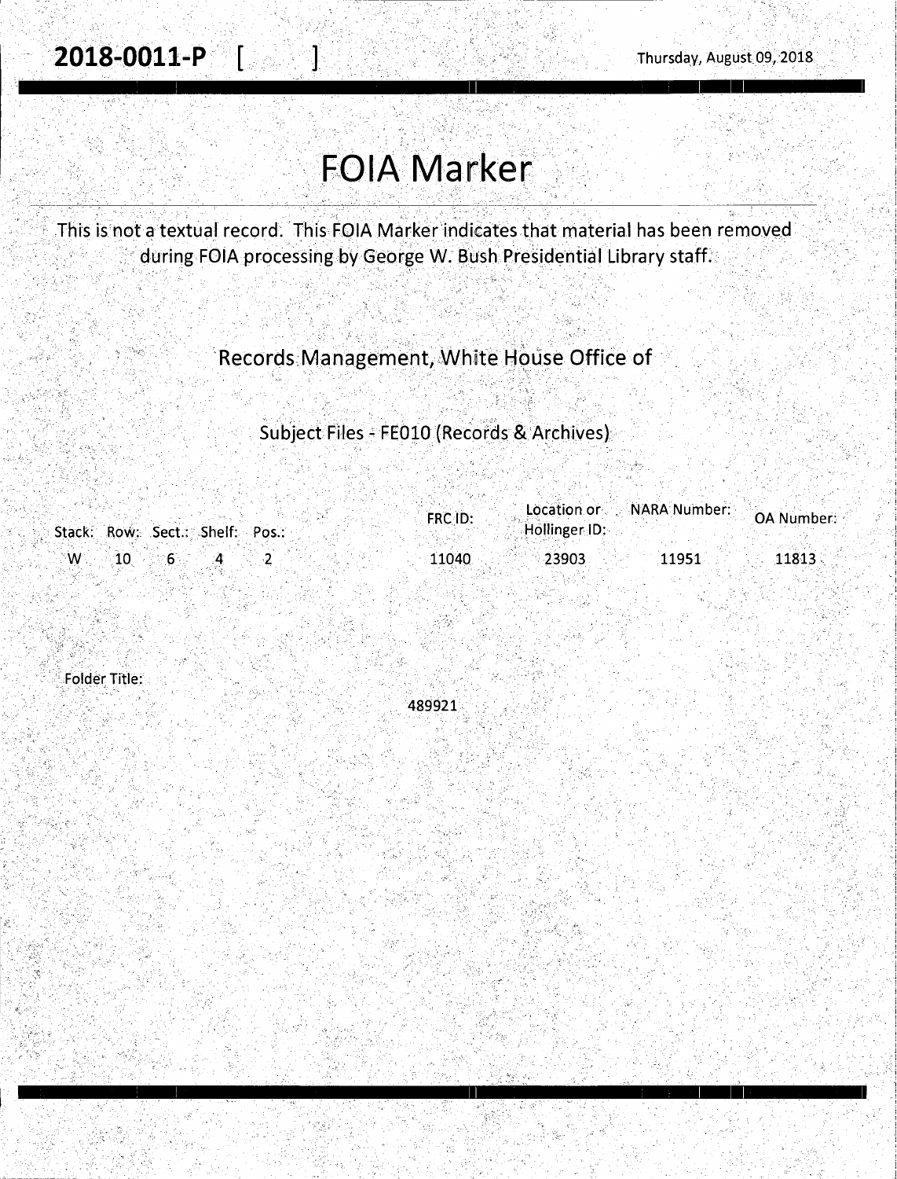**2018-0011-P [ ]** Thursday, August 09, 2018

# FOIA Marker

This is not a textual record. This FOIA Marker indicates that material has been removed during FOIA processing by George W. Bush Presidential Library staff.

## Records Management, White House Office of

### Subject Files - FE010 (Records & Archives)

| Stack: | Row: | Sect.: | Shelf: | Pos.: | FRC ID: | Location or Hollinger ID: | NARA Number: | OA Number: |
|---|---|---|---|---|---|---|---|---|
| W | 10 | 6 | 4 | 2 | 11040 | 23903 | 11951 | 11813 |

Folder Title:

489921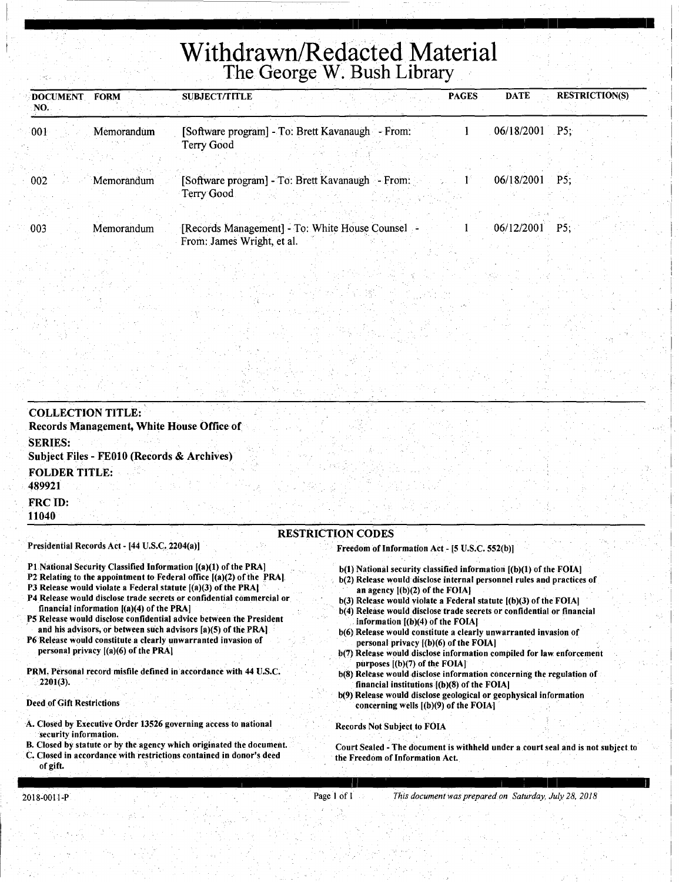# Withdrawn/Redacted Material
## The George W. Bush Library

| DOCUMENT NO. | FORM | SUBJECT/TITLE | PAGES | DATE | RESTRICTION(S) |
|---|---|---|---|---|---|
| 001 | Memorandum | [Software program] - To: Brett Kavanaugh - From: Terry Good | 1 | 06/18/2001 | P5; |
| 002 | Memorandum | [Software program] - To: Brett Kavanaugh - From: Terry Good | 1 | 06/18/2001 | P5; |
| 003 | Memorandum | [Records Management] - To: White House Counsel - From: James Wright, et al. | 1 | 06/12/2001 | P5; |

**COLLECTION TITLE:**
**Records Management, White House Office of**

**SERIES:**
**Subject Files - FE010 (Records & Archives)**

**FOLDER TITLE:**
**489921**

**FRC ID:**
**11040**

## RESTRICTION CODES

Presidential Records Act - [44 U.S.C. 2204(a)]

P1 National Security Classified Information [(a)(1) of the PRA]
P2 Relating to the appointment to Federal office [(a)(2) of the PRA]
P3 Release would violate a Federal statute [(a)(3) of the PRA]
P4 Release would disclose trade secrets or confidential commercial or financial information [(a)(4) of the PRA]
P5 Release would disclose confidential advice between the President and his advisors, or between such advisors [a)(5) of the PRA]
P6 Release would constitute a clearly unwarranted invasion of personal privacy [(a)(6) of the PRA]

PRM. Personal record misfile defined in accordance with 44 U.S.C. 2201(3).

Deed of Gift Restrictions

A. Closed by Executive Order 13526 governing access to national security information.
B. Closed by statute or by the agency which originated the document.
C. Closed in accordance with restrictions contained in donor's deed of gift.

Freedom of Information Act - [5 U.S.C. 552(b)]

b(1) National security classified information [(b)(1) of the FOIA]
b(2) Release would disclose internal personnel rules and practices of an agency [(b)(2) of the FOIA]
b(3) Release would violate a Federal statute [(b)(3) of the FOIA]
b(4) Release would disclose trade secrets or confidential or financial information [(b)(4) of the FOIA]
b(6) Release would constitute a clearly unwarranted invasion of personal privacy [(b)(6) of the FOIA]
b(7) Release would disclose information compiled for law enforcement purposes [(b)(7) of the FOIA]
b(8) Release would disclose information concerning the regulation of financial institutions [(b)(8) of the FOIA]
b(9) Release would disclose geological or geophysical information concerning wells [(b)(9) of the FOIA]

Records Not Subject to FOIA

Court Sealed - The document is withheld under a court seal and is not subject to the Freedom of Information Act.

2018-0011-P

*This document was prepared on Saturday, July 28, 2018*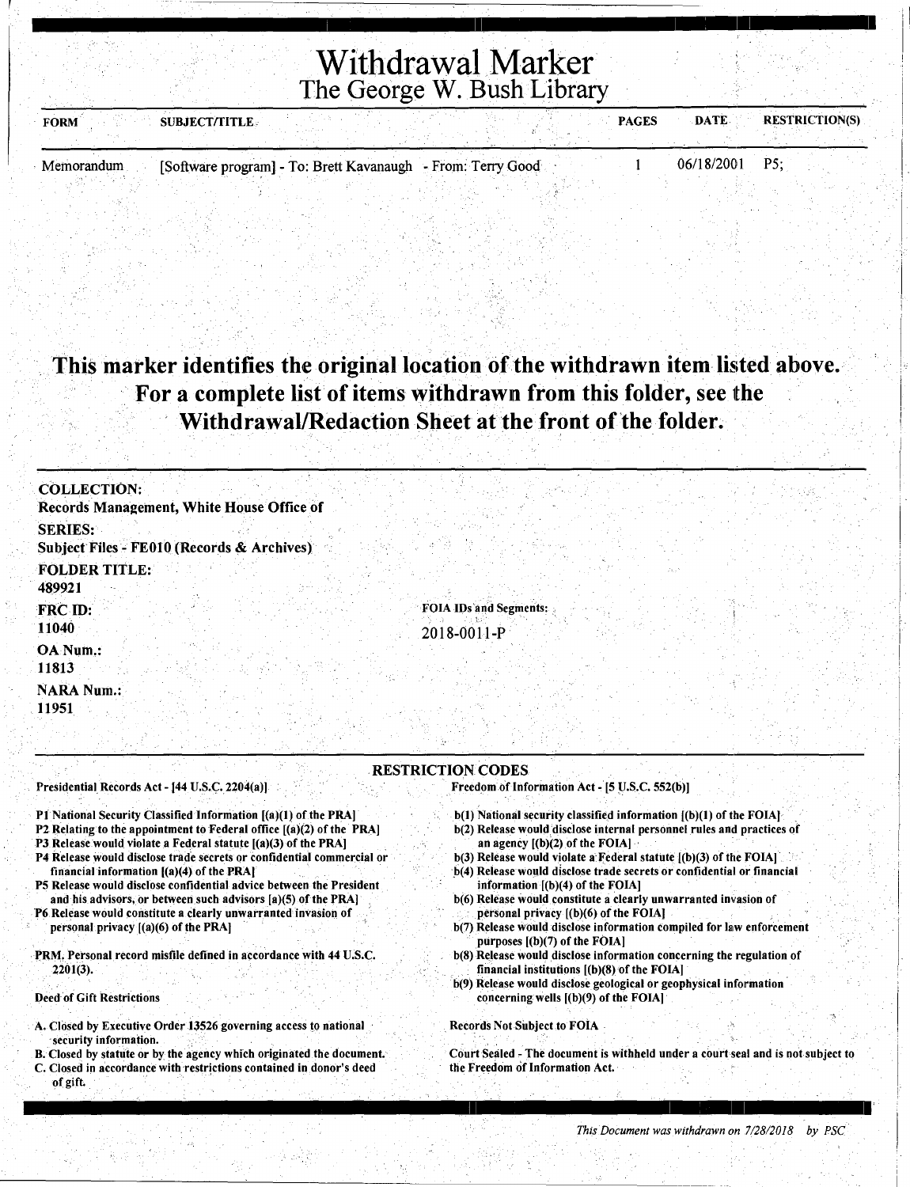# Withdrawal Marker
## The George W. Bush Library

| FORM | SUBJECT/TITLE | PAGES | DATE | RESTRICTION(S) |
|---|---|---|---|---|
| Memorandum | [Software program] - To: Brett Kavanaugh - From: Terry Good | 1 | 06/18/2001 | P5; |

**This marker identifies the original location of the withdrawn item listed above. For a complete list of items withdrawn from this folder, see the Withdrawal/Redaction Sheet at the front of the folder.**

**COLLECTION:**
**Records Management, White House Office of**

**SERIES:**
**Subject Files - FE010 (Records & Archives)**

**FOLDER TITLE:**
**489921**

**FRC ID:**
**11040**

**OA Num.:**
**11813**

**NARA Num.:**
**11951**

**FOIA IDs and Segments:**
2018-0011-P

### RESTRICTION CODES

**Presidential Records Act - [44 U.S.C. 2204(a)]**

- P1 National Security Classified Information [(a)(1) of the PRA]
- P2 Relating to the appointment to Federal office [(a)(2) of the PRA]
- P3 Release would violate a Federal statute [(a)(3) of the PRA]
- P4 Release would disclose trade secrets or confidential commercial or financial information [(a)(4) of the PRA]
- P5 Release would disclose confidential advice between the President and his advisors, or between such advisors [a)(5) of the PRA]
- P6 Release would constitute a clearly unwarranted invasion of personal privacy [(a)(6) of the PRA]

PRM. Personal record misfile defined in accordance with 44 U.S.C. 2201(3).

**Deed of Gift Restrictions**

- A. Closed by Executive Order 13526 governing access to national security information.
- B. Closed by statute or by the agency which originated the document.
- C. Closed in accordance with restrictions contained in donor's deed of gift.

**Freedom of Information Act - [5 U.S.C. 552(b)]**

- b(1) National security classified information [(b)(1) of the FOIA]
- b(2) Release would disclose internal personnel rules and practices of an agency [(b)(2) of the FOIA]
- b(3) Release would violate a Federal statute [(b)(3) of the FOIA]
- b(4) Release would disclose trade secrets or confidential or financial information [(b)(4) of the FOIA]
- b(6) Release would constitute a clearly unwarranted invasion of personal privacy [(b)(6) of the FOIA]
- b(7) Release would disclose information compiled for law enforcement purposes [(b)(7) of the FOIA]
- b(8) Release would disclose information concerning the regulation of financial institutions [(b)(8) of the FOIA]
- b(9) Release would disclose geological or geophysical information concerning wells [(b)(9) of the FOIA]

Records Not Subject to FOIA

Court Sealed - The document is withheld under a court seal and is not subject to the Freedom of Information Act.

*This Document was withdrawn on 7/28/2018 by PSC*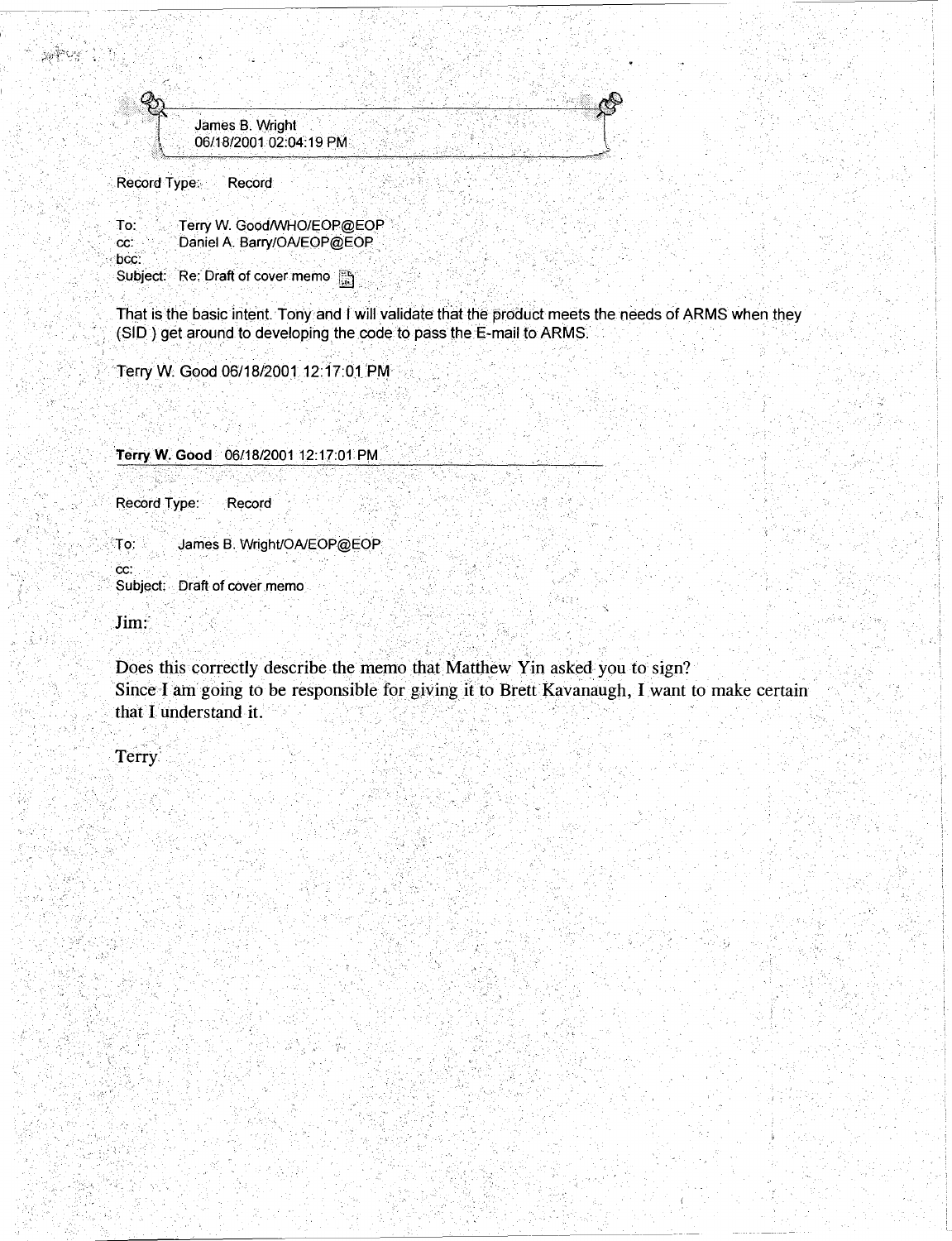James B. Wright
06/18/2001 02:04:19 PM

Record Type: Record

To: Terry W. Good/WHO/EOP@EOP
cc: Daniel A. Barry/OA/EOP@EOP
bcc:
Subject: Re: Draft of cover memo

That is the basic intent. Tony and I will validate that the product meets the needs of ARMS when they (SID ) get around to developing the code to pass the E-mail to ARMS.

Terry W. Good 06/18/2001 12:17:01 PM

**Terry W. Good** 06/18/2001 12:17:01 PM

Record Type: Record

To: James B. Wright/OA/EOP@EOP
cc:
Subject: Draft of cover memo

Jim:

Does this correctly describe the memo that Matthew Yin asked you to sign?
Since I am going to be responsible for giving it to Brett Kavanaugh, I want to make certain that I understand it.

Terry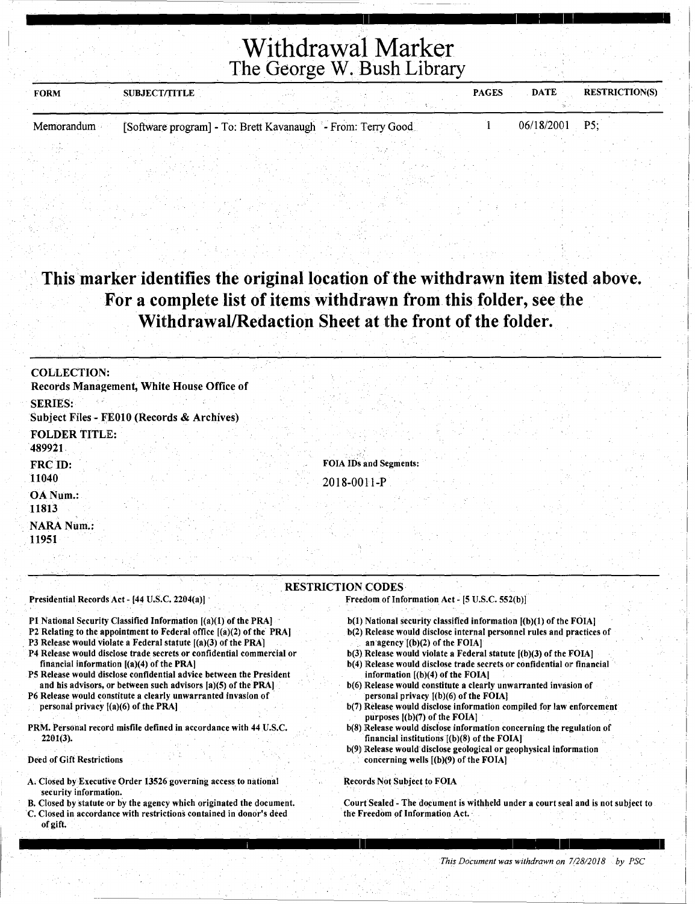# Withdrawal Marker
## The George W. Bush Library

| FORM | SUBJECT/TITLE | PAGES | DATE | RESTRICTION(S) |
|---|---|---|---|---|
| Memorandum | [Software program] - To: Brett Kavanaugh - From: Terry Good | 1 | 06/18/2001 | P5; |

**This marker identifies the original location of the withdrawn item listed above. For a complete list of items withdrawn from this folder, see the Withdrawal/Redaction Sheet at the front of the folder.**

**COLLECTION:**
Records Management, White House Office of

**SERIES:**
Subject Files - FE010 (Records & Archives)

**FOLDER TITLE:**
489921

**FRC ID:**
11040

**OA Num.:**
11813

**NARA Num.:**
11951

**FOIA IDs and Segments:**

2018-0011-P

## RESTRICTION CODES

Presidential Records Act - [44 U.S.C. 2204(a)]

- P1 National Security Classified Information [(a)(1) of the PRA]
- P2 Relating to the appointment to Federal office [(a)(2) of the PRA]
- P3 Release would violate a Federal statute [(a)(3) of the PRA]
- P4 Release would disclose trade secrets or confidential commercial or financial information [(a)(4) of the PRA]
- P5 Release would disclose confidential advice between the President and his advisors, or between such advisors [a)(5) of the PRA]
- P6 Release would constitute a clearly unwarranted invasion of personal privacy [(a)(6) of the PRA]

PRM. Personal record misfile defined in accordance with 44 U.S.C. 2201(3).

Deed of Gift Restrictions

- A. Closed by Executive Order 13526 governing access to national security information.
- B. Closed by statute or by the agency which originated the document.
- C. Closed in accordance with restrictions contained in donor's deed of gift.

Freedom of Information Act - [5 U.S.C. 552(b)]

- b(1) National security classified information [(b)(1) of the FOIA]
- b(2) Release would disclose internal personnel rules and practices of an agency [(b)(2) of the FOIA]
- b(3) Release would violate a Federal statute [(b)(3) of the FOIA]
- b(4) Release would disclose trade secrets or confidential or financial information [(b)(4) of the FOIA]
- b(6) Release would constitute a clearly unwarranted invasion of personal privacy [(b)(6) of the FOIA]
- b(7) Release would disclose information compiled for law enforcement purposes [(b)(7) of the FOIA]
- b(8) Release would disclose information concerning the regulation of financial institutions [(b)(8) of the FOIA]
- b(9) Release would disclose geological or geophysical information concerning wells [(b)(9) of the FOIA]

Records Not Subject to FOIA

Court Sealed - The document is withheld under a court seal and is not subject to the Freedom of Information Act.

*This Document was withdrawn on 7/28/2018 by PSC*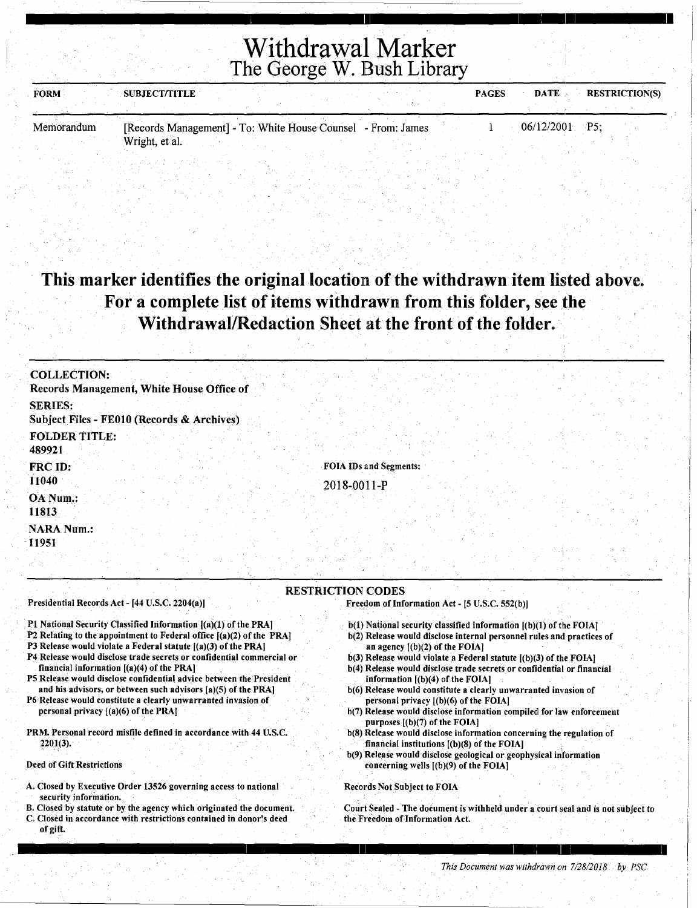# Withdrawal Marker
## The George W. Bush Library

| FORM | SUBJECT/TITLE | PAGES | DATE | RESTRICTION(S) |
|---|---|---|---|---|
| Memorandum | [Records Management] - To: White House Counsel - From: James Wright, et al. | 1 | 06/12/2001 | P5; |

**This marker identifies the original location of the withdrawn item listed above. For a complete list of items withdrawn from this folder, see the Withdrawal/Redaction Sheet at the front of the folder.**

**COLLECTION:**
**Records Management, White House Office of**

**SERIES:**
**Subject Files - FE010 (Records & Archives)**

**FOLDER TITLE:**
**489921**

**FRC ID:**
**11040**

**OA Num.:**
**11813**

**NARA Num.:**
**11951**

FOIA IDs and Segments:

2018-0011-P

**RESTRICTION CODES**

Presidential Records Act - [44 U.S.C. 2204(a)]

P1 National Security Classified Information [(a)(1) of the PRA]
P2 Relating to the appointment to Federal office [(a)(2) of the PRA]
P3 Release would violate a Federal statute [(a)(3) of the PRA]
P4 Release would disclose trade secrets or confidential commercial or financial information [(a)(4) of the PRA]
P5 Release would disclose confidential advice between the President and his advisors, or between such advisors [a)(5) of the PRA]
P6 Release would constitute a clearly unwarranted invasion of personal privacy [(a)(6) of the PRA]

PRM. Personal record misfile defined in accordance with 44 U.S.C. 2201(3).

Deed of Gift Restrictions

A. Closed by Executive Order 13526 governing access to national security information.
B. Closed by statute or by the agency which originated the document.
C. Closed in accordance with restrictions contained in donor's deed of gift.

Freedom of Information Act - [5 U.S.C. 552(b)]

b(1) National security classified information [(b)(1) of the FOIA]
b(2) Release would disclose internal personnel rules and practices of an agency [(b)(2) of the FOIA]
b(3) Release would violate a Federal statute [(b)(3) of the FOIA]
b(4) Release would disclose trade secrets or confidential or financial information [(b)(4) of the FOIA]
b(6) Release would constitute a clearly unwarranted invasion of personal privacy [(b)(6) of the FOIA]
b(7) Release would disclose information compiled for law enforcement purposes [(b)(7) of the FOIA]
b(8) Release would disclose information concerning the regulation of financial institutions [(b)(8) of the FOIA]
b(9) Release would disclose geological or geophysical information concerning wells [(b)(9) of the FOIA]

Records Not Subject to FOIA

Court Sealed - The document is withheld under a court seal and is not subject to the Freedom of Information Act.

*This Document was withdrawn on 7/28/2018 by PSC*